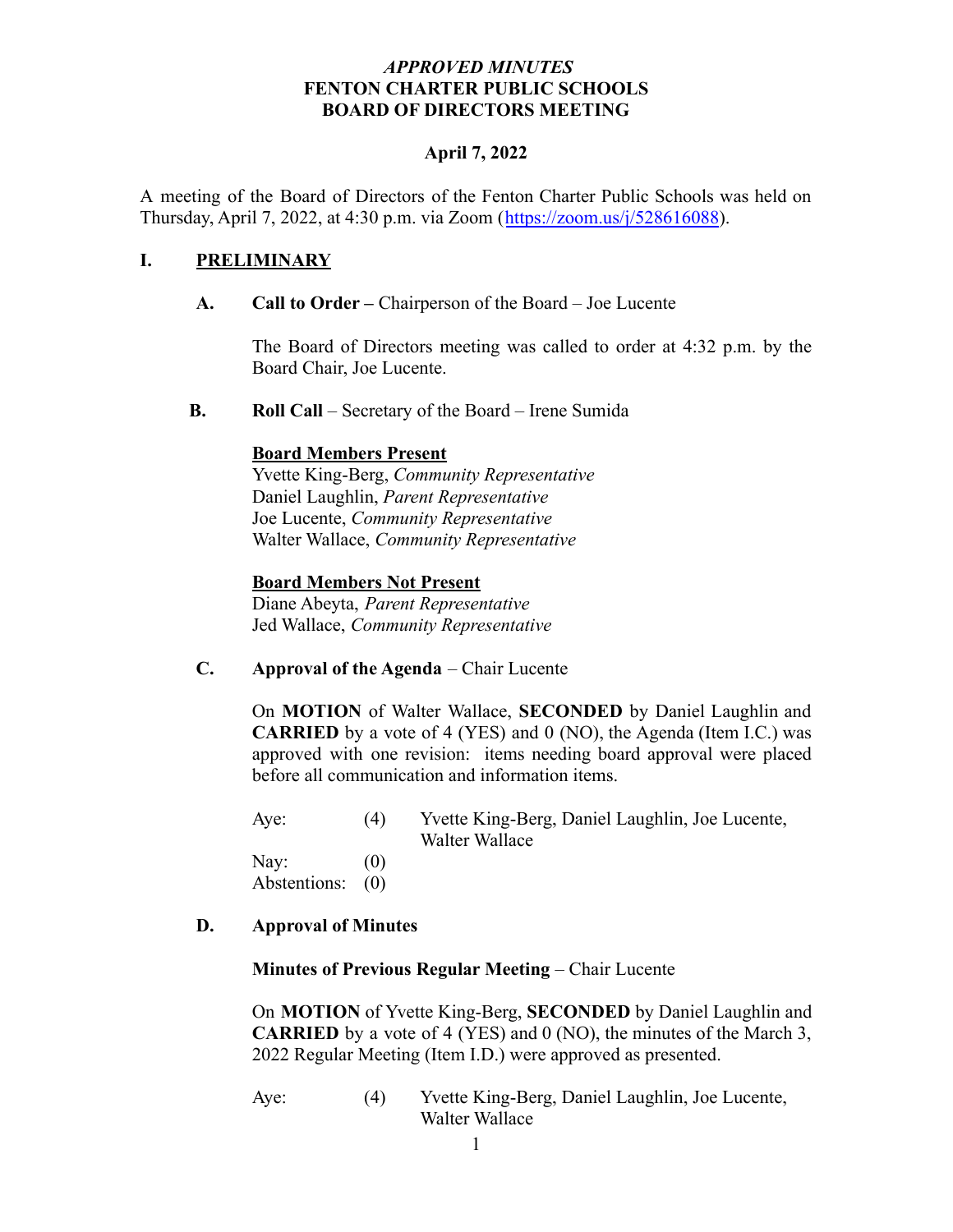# *APPROVED MINUTES*
# FENTON CHARTER PUBLIC SCHOOLS
# BOARD OF DIRECTORS MEETING

**April 7, 2022**

A meeting of the Board of Directors of the Fenton Charter Public Schools was held on Thursday, April 7, 2022, at 4:30 p.m. via Zoom (https://zoom.us/j/528616088).

## I. PRELIMINARY

### A. Call to Order – Chairperson of the Board – Joe Lucente

The Board of Directors meeting was called to order at 4:32 p.m. by the Board Chair, Joe Lucente.

### B. Roll Call – Secretary of the Board – Irene Sumida

**Board Members Present**
Yvette King-Berg, *Community Representative*
Daniel Laughlin, *Parent Representative*
Joe Lucente, *Community Representative*
Walter Wallace, *Community Representative*

**Board Members Not Present**
Diane Abeyta, *Parent Representative*
Jed Wallace, *Community Representative*

### C. Approval of the Agenda – Chair Lucente

On **MOTION** of Walter Wallace, **SECONDED** by Daniel Laughlin and **CARRIED** by a vote of 4 (YES) and 0 (NO), the Agenda (Item I.C.) was approved with one revision: items needing board approval were placed before all communication and information items.

| | | |
|---|---|---|
| Aye: | (4) | Yvette King-Berg, Daniel Laughlin, Joe Lucente, Walter Wallace |
| Nay: | (0) | |
| Abstentions: | (0) | |

### D. Approval of Minutes

**Minutes of Previous Regular Meeting** – Chair Lucente

On **MOTION** of Yvette King-Berg, **SECONDED** by Daniel Laughlin and **CARRIED** by a vote of 4 (YES) and 0 (NO), the minutes of the March 3, 2022 Regular Meeting (Item I.D.) were approved as presented.

| | | |
|---|---|---|
| Aye: | (4) | Yvette King-Berg, Daniel Laughlin, Joe Lucente, Walter Wallace |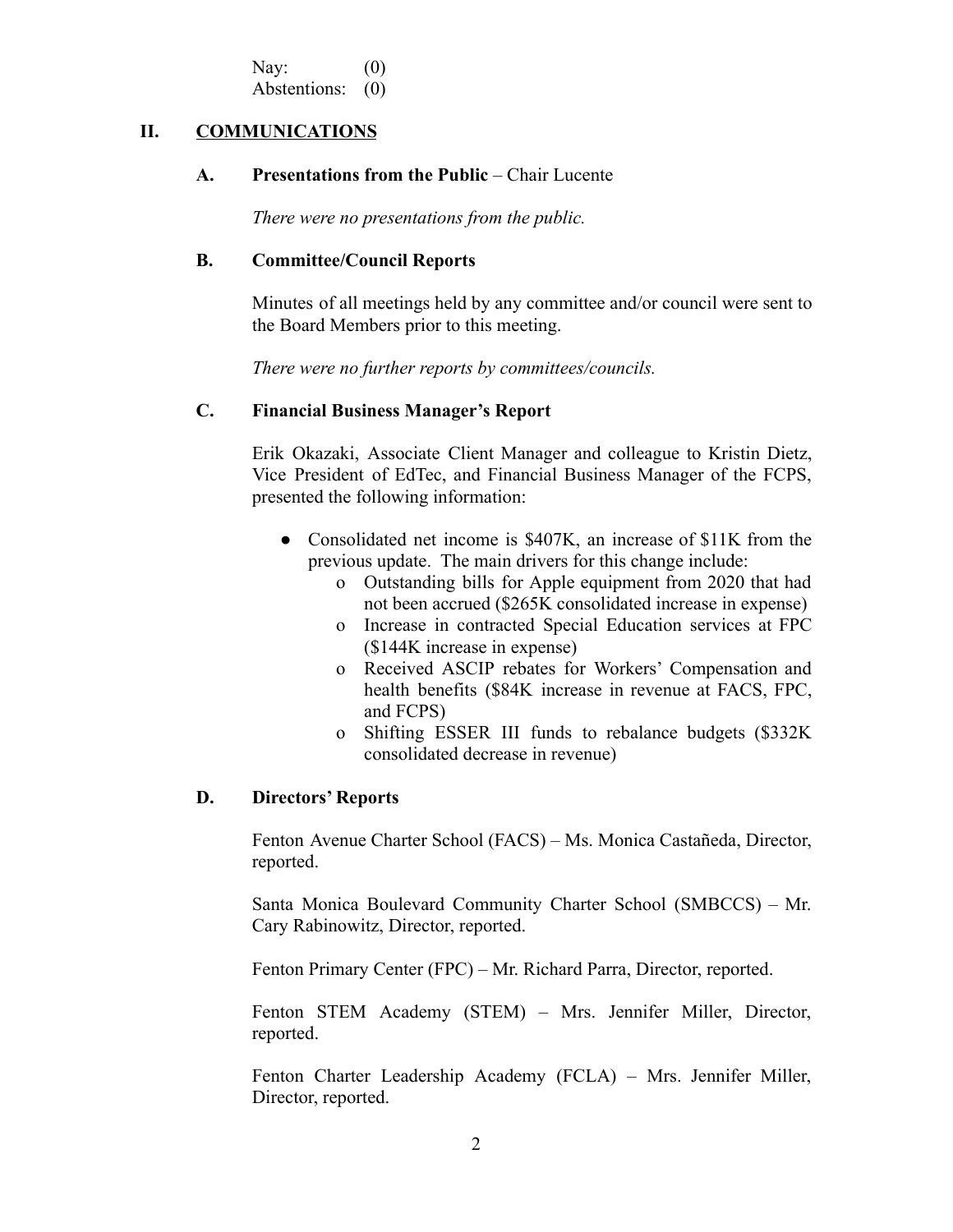Nay: (0)
Abstentions: (0)

## II. COMMUNICATIONS

### A. Presentations from the Public – Chair Lucente

*There were no presentations from the public.*

### B. Committee/Council Reports

Minutes of all meetings held by any committee and/or council were sent to the Board Members prior to this meeting.

*There were no further reports by committees/councils.*

### C. Financial Business Manager's Report

Erik Okazaki, Associate Client Manager and colleague to Kristin Dietz, Vice President of EdTec, and Financial Business Manager of the FCPS, presented the following information:

- Consolidated net income is $407K, an increase of $11K from the previous update. The main drivers for this change include:
    - Outstanding bills for Apple equipment from 2020 that had not been accrued ($265K consolidated increase in expense)
    - Increase in contracted Special Education services at FPC ($144K increase in expense)
    - Received ASCIP rebates for Workers' Compensation and health benefits ($84K increase in revenue at FACS, FPC, and FCPS)
    - Shifting ESSER III funds to rebalance budgets ($332K consolidated decrease in revenue)

### D. Directors' Reports

Fenton Avenue Charter School (FACS) – Ms. Monica Castañeda, Director, reported.

Santa Monica Boulevard Community Charter School (SMBCCS) – Mr. Cary Rabinowitz, Director, reported.

Fenton Primary Center (FPC) – Mr. Richard Parra, Director, reported.

Fenton STEM Academy (STEM) – Mrs. Jennifer Miller, Director, reported.

Fenton Charter Leadership Academy (FCLA) – Mrs. Jennifer Miller, Director, reported.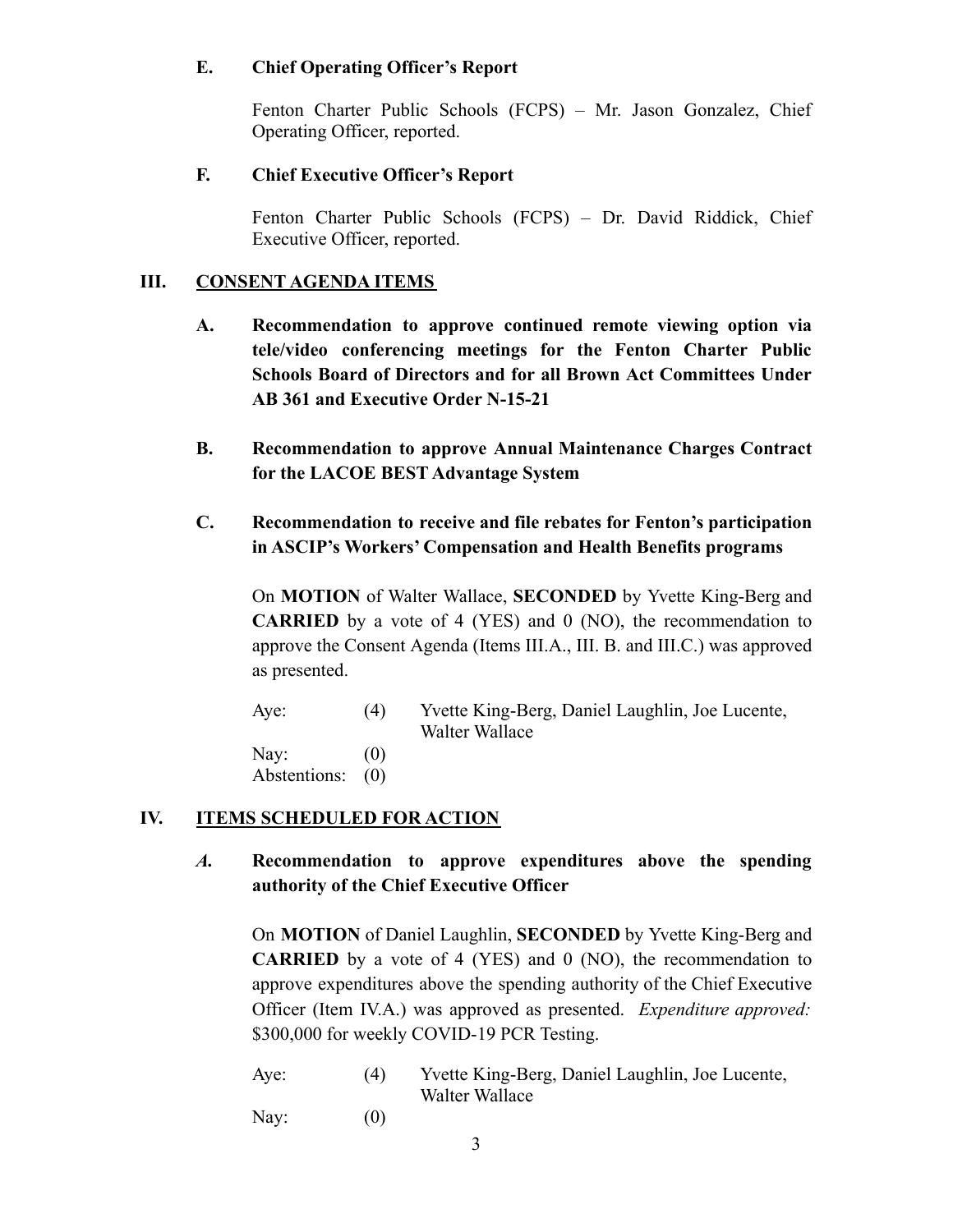**E. Chief Operating Officer's Report**

Fenton Charter Public Schools (FCPS) – Mr. Jason Gonzalez, Chief Operating Officer, reported.

**F. Chief Executive Officer's Report**

Fenton Charter Public Schools (FCPS) – Dr. David Riddick, Chief Executive Officer, reported.

## III. <u>CONSENT AGENDA ITEMS</u>

**A. Recommendation to approve continued remote viewing option via tele/video conferencing meetings for the Fenton Charter Public Schools Board of Directors and for all Brown Act Committees Under AB 361 and Executive Order N-15-21**

**B. Recommendation to approve Annual Maintenance Charges Contract for the LACOE BEST Advantage System**

**C. Recommendation to receive and file rebates for Fenton's participation in ASCIP's Workers' Compensation and Health Benefits programs**

On **MOTION** of Walter Wallace, **SECONDED** by Yvette King-Berg and **CARRIED** by a vote of 4 (YES) and 0 (NO), the recommendation to approve the Consent Agenda (Items III.A., III. B. and III.C.) was approved as presented.

| | | |
|---|---|---|
| Aye: | (4) | Yvette King-Berg, Daniel Laughlin, Joe Lucente, Walter Wallace |
| Nay: | (0) | |
| Abstentions: | (0) | |

## IV. <u>ITEMS SCHEDULED FOR ACTION</u>

***A.*** **Recommendation to approve expenditures above the spending authority of the Chief Executive Officer**

On **MOTION** of Daniel Laughlin, **SECONDED** by Yvette King-Berg and **CARRIED** by a vote of 4 (YES) and 0 (NO), the recommendation to approve expenditures above the spending authority of the Chief Executive Officer (Item IV.A.) was approved as presented. *Expenditure approved:* $300,000 for weekly COVID-19 PCR Testing.

| | | |
|---|---|---|
| Aye: | (4) | Yvette King-Berg, Daniel Laughlin, Joe Lucente, Walter Wallace |
| Nay: | (0) | |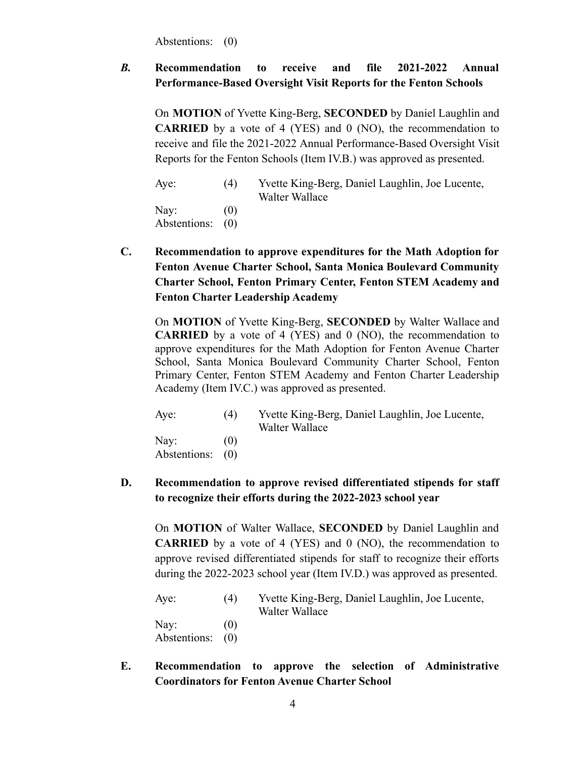Abstentions: (0)

***B.*** **Recommendation to receive and file 2021-2022 Annual Performance-Based Oversight Visit Reports for the Fenton Schools**

On **MOTION** of Yvette King-Berg, **SECONDED** by Daniel Laughlin and **CARRIED** by a vote of 4 (YES) and 0 (NO), the recommendation to receive and file the 2021-2022 Annual Performance-Based Oversight Visit Reports for the Fenton Schools (Item IV.B.) was approved as presented.

| | | |
|---|---|---|
| Aye: | (4) | Yvette King-Berg, Daniel Laughlin, Joe Lucente, Walter Wallace |
| Nay: | (0) | |
| Abstentions: | (0) | |

**C. Recommendation to approve expenditures for the Math Adoption for Fenton Avenue Charter School, Santa Monica Boulevard Community Charter School, Fenton Primary Center, Fenton STEM Academy and Fenton Charter Leadership Academy**

On **MOTION** of Yvette King-Berg, **SECONDED** by Walter Wallace and **CARRIED** by a vote of 4 (YES) and 0 (NO), the recommendation to approve expenditures for the Math Adoption for Fenton Avenue Charter School, Santa Monica Boulevard Community Charter School, Fenton Primary Center, Fenton STEM Academy and Fenton Charter Leadership Academy (Item IV.C.) was approved as presented.

| | | |
|---|---|---|
| Aye: | (4) | Yvette King-Berg, Daniel Laughlin, Joe Lucente, Walter Wallace |
| Nay: | (0) | |
| Abstentions: | (0) | |

**D. Recommendation to approve revised differentiated stipends for staff to recognize their efforts during the 2022-2023 school year**

On **MOTION** of Walter Wallace, **SECONDED** by Daniel Laughlin and **CARRIED** by a vote of 4 (YES) and 0 (NO), the recommendation to approve revised differentiated stipends for staff to recognize their efforts during the 2022-2023 school year (Item IV.D.) was approved as presented.

| | | |
|---|---|---|
| Aye: | (4) | Yvette King-Berg, Daniel Laughlin, Joe Lucente, Walter Wallace |
| Nay: | (0) | |
| Abstentions: | (0) | |

**E. Recommendation to approve the selection of Administrative Coordinators for Fenton Avenue Charter School**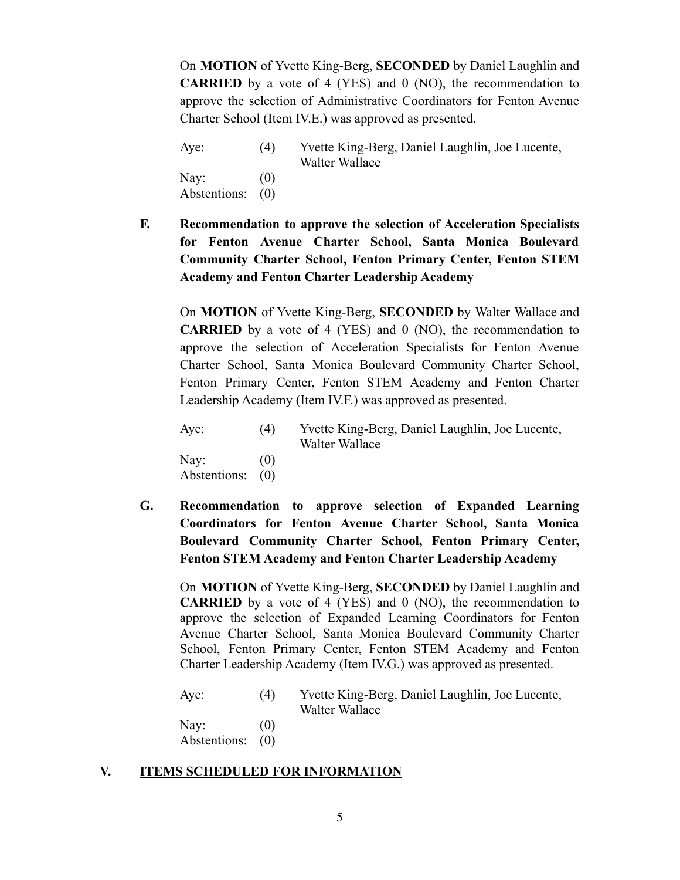On **MOTION** of Yvette King-Berg, **SECONDED** by Daniel Laughlin and **CARRIED** by a vote of 4 (YES) and 0 (NO), the recommendation to approve the selection of Administrative Coordinators for Fenton Avenue Charter School (Item IV.E.) was approved as presented.

| | | |
|---|---|---|
| Aye: | (4) | Yvette King-Berg, Daniel Laughlin, Joe Lucente, Walter Wallace |
| Nay: | (0) | |
| Abstentions: | (0) | |

**F. Recommendation to approve the selection of Acceleration Specialists for Fenton Avenue Charter School, Santa Monica Boulevard Community Charter School, Fenton Primary Center, Fenton STEM Academy and Fenton Charter Leadership Academy**

On **MOTION** of Yvette King-Berg, **SECONDED** by Walter Wallace and **CARRIED** by a vote of 4 (YES) and 0 (NO), the recommendation to approve the selection of Acceleration Specialists for Fenton Avenue Charter School, Santa Monica Boulevard Community Charter School, Fenton Primary Center, Fenton STEM Academy and Fenton Charter Leadership Academy (Item IV.F.) was approved as presented.

| | | |
|---|---|---|
| Aye: | (4) | Yvette King-Berg, Daniel Laughlin, Joe Lucente, Walter Wallace |
| Nay: | (0) | |
| Abstentions: | (0) | |

**G. Recommendation to approve selection of Expanded Learning Coordinators for Fenton Avenue Charter School, Santa Monica Boulevard Community Charter School, Fenton Primary Center, Fenton STEM Academy and Fenton Charter Leadership Academy**

On **MOTION** of Yvette King-Berg, **SECONDED** by Daniel Laughlin and **CARRIED** by a vote of 4 (YES) and 0 (NO), the recommendation to approve the selection of Expanded Learning Coordinators for Fenton Avenue Charter School, Santa Monica Boulevard Community Charter School, Fenton Primary Center, Fenton STEM Academy and Fenton Charter Leadership Academy (Item IV.G.) was approved as presented.

| | | |
|---|---|---|
| Aye: | (4) | Yvette King-Berg, Daniel Laughlin, Joe Lucente, Walter Wallace |
| Nay: | (0) | |
| Abstentions: | (0) | |

## V. ITEMS SCHEDULED FOR INFORMATION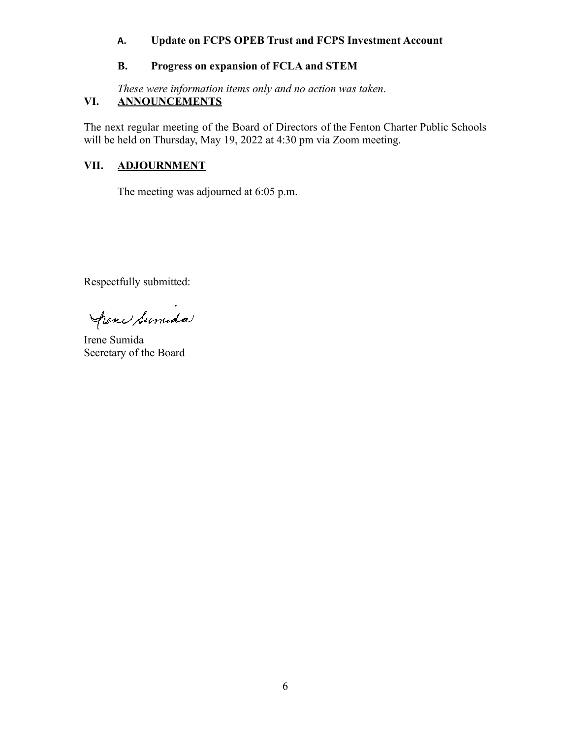**A. Update on FCPS OPEB Trust and FCPS Investment Account**

**B. Progress on expansion of FCLA and STEM**

*These were information items only and no action was taken*.

## VI. ANNOUNCEMENTS

The next regular meeting of the Board of Directors of the Fenton Charter Public Schools will be held on Thursday, May 19, 2022 at 4:30 pm via Zoom meeting.

## VII. ADJOURNMENT

The meeting was adjourned at 6:05 p.m.

Respectfully submitted:

Irene Sumida

Irene Sumida
Secretary of the Board